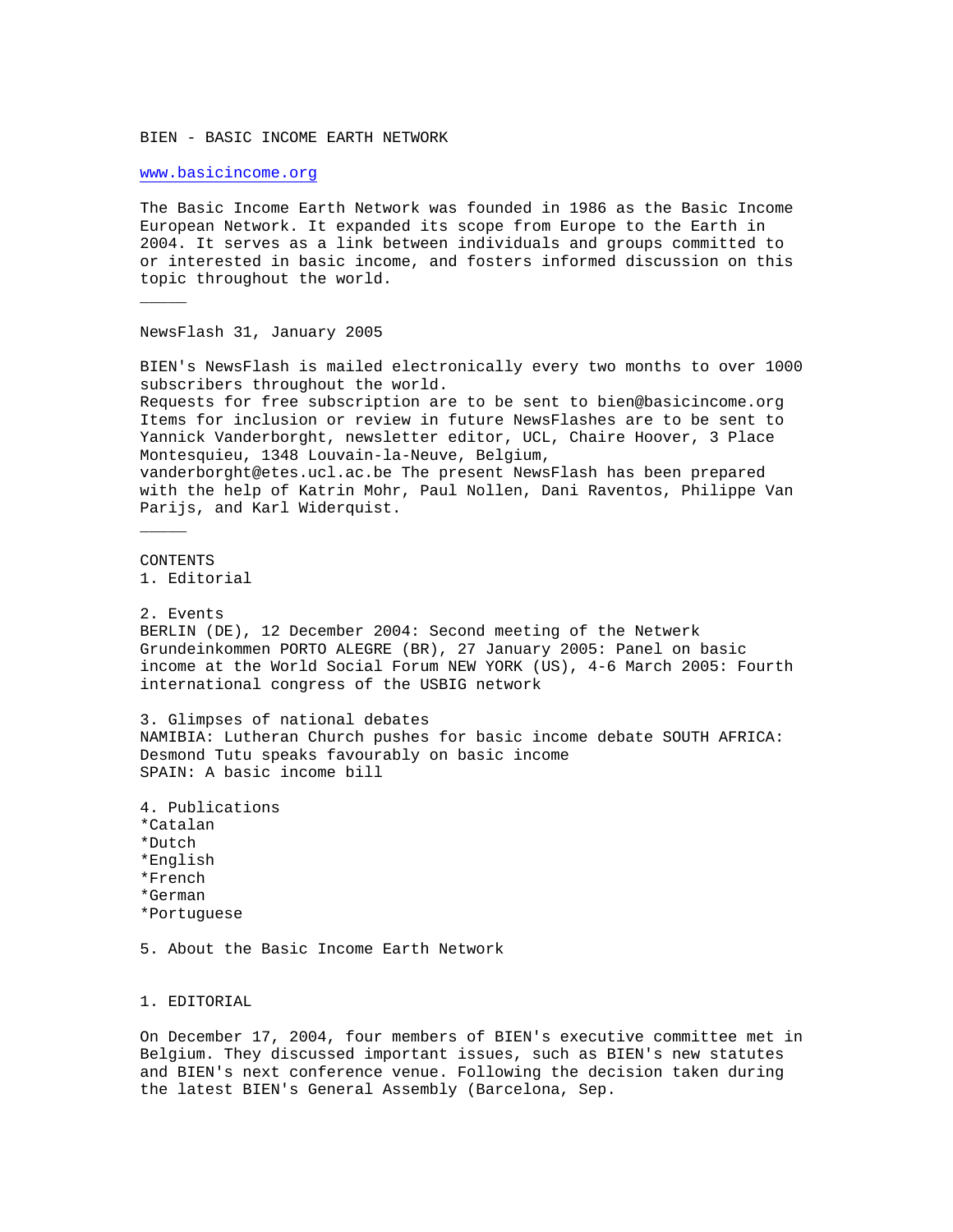BIEN - BASIC INCOME EARTH NETWORK

www.basicincome.org

The Basic Income Earth Network was founded in 1986 as the Basic Income European Network. It expanded its scope from Europe to the Earth in 2004. It serves as a link between individuals and groups committed to or interested in basic income, and fosters informed discussion on this topic throughout the world.

_____

NewsFlash 31, January 2005

BIEN's NewsFlash is mailed electronically every two months to over 1000 subscribers throughout the world.
Requests for free subscription are to be sent to bien@basicincome.org
Items for inclusion or review in future NewsFlashes are to be sent to Yannick Vanderborght, newsletter editor, UCL, Chaire Hoover, 3 Place Montesquieu, 1348 Louvain-la-Neuve, Belgium, vanderborght@etes.ucl.ac.be The present NewsFlash has been prepared with the help of Katrin Mohr, Paul Nollen, Dani Raventos, Philippe Van Parijs, and Karl Widerquist.

_____

CONTENTS
1. Editorial

2. Events
BERLIN (DE), 12 December 2004: Second meeting of the Netwerk Grundeinkommen PORTO ALEGRE (BR), 27 January 2005: Panel on basic income at the World Social Forum NEW YORK (US), 4-6 March 2005: Fourth international congress of the USBIG network

3. Glimpses of national debates
NAMIBIA: Lutheran Church pushes for basic income debate SOUTH AFRICA: Desmond Tutu speaks favourably on basic income
SPAIN: A basic income bill

4. Publications
*Catalan
*Dutch
*English
*French
*German
*Portuguese

5. About the Basic Income Earth Network

1. EDITORIAL

On December 17, 2004, four members of BIEN's executive committee met in Belgium. They discussed important issues, such as BIEN's new statutes and BIEN's next conference venue. Following the decision taken during the latest BIEN's General Assembly (Barcelona, Sep.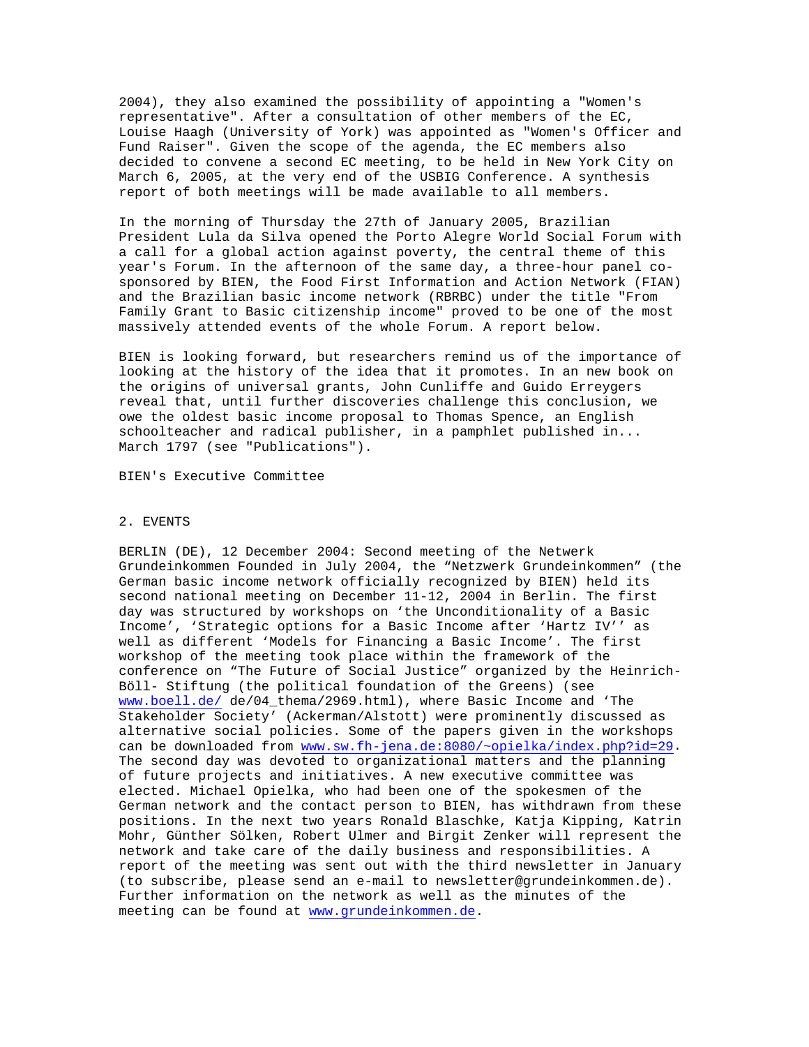2004), they also examined the possibility of appointing a "Women's representative". After a consultation of other members of the EC, Louise Haagh (University of York) was appointed as "Women's Officer and Fund Raiser". Given the scope of the agenda, the EC members also decided to convene a second EC meeting, to be held in New York City on March 6, 2005, at the very end of the USBIG Conference. A synthesis report of both meetings will be made available to all members.

In the morning of Thursday the 27th of January 2005, Brazilian President Lula da Silva opened the Porto Alegre World Social Forum with a call for a global action against poverty, the central theme of this year's Forum. In the afternoon of the same day, a three-hour panel co-sponsored by BIEN, the Food First Information and Action Network (FIAN) and the Brazilian basic income network (RBRBC) under the title "From Family Grant to Basic citizenship income" proved to be one of the most massively attended events of the whole Forum. A report below.

BIEN is looking forward, but researchers remind us of the importance of looking at the history of the idea that it promotes. In an new book on the origins of universal grants, John Cunliffe and Guido Erreygers reveal that, until further discoveries challenge this conclusion, we owe the oldest basic income proposal to Thomas Spence, an English schoolteacher and radical publisher, in a pamphlet published in... March 1797 (see "Publications").

BIEN's Executive Committee

## 2. EVENTS

BERLIN (DE), 12 December 2004: Second meeting of the Netwerk Grundeinkommen Founded in July 2004, the “Netzwerk Grundeinkommen” (the German basic income network officially recognized by BIEN) held its second national meeting on December 11-12, 2004 in Berlin. The first day was structured by workshops on ‘the Unconditionality of a Basic Income’, ‘Strategic options for a Basic Income after ‘Hartz IV’’ as well as different ‘Models for Financing a Basic Income’. The first workshop of the meeting took place within the framework of the conference on “The Future of Social Justice” organized by the Heinrich-Böll- Stiftung (the political foundation of the Greens) (see www.boell.de/ de/04_thema/2969.html), where Basic Income and ‘The Stakeholder Society’ (Ackerman/Alstott) were prominently discussed as alternative social policies. Some of the papers given in the workshops can be downloaded from www.sw.fh-jena.de:8080/~opielka/index.php?id=29. The second day was devoted to organizational matters and the planning of future projects and initiatives. A new executive committee was elected. Michael Opielka, who had been one of the spokesmen of the German network and the contact person to BIEN, has withdrawn from these positions. In the next two years Ronald Blaschke, Katja Kipping, Katrin Mohr, Günther Sölken, Robert Ulmer and Birgit Zenker will represent the network and take care of the daily business and responsibilities. A report of the meeting was sent out with the third newsletter in January (to subscribe, please send an e-mail to newsletter@grundeinkommen.de). Further information on the network as well as the minutes of the meeting can be found at www.grundeinkommen.de.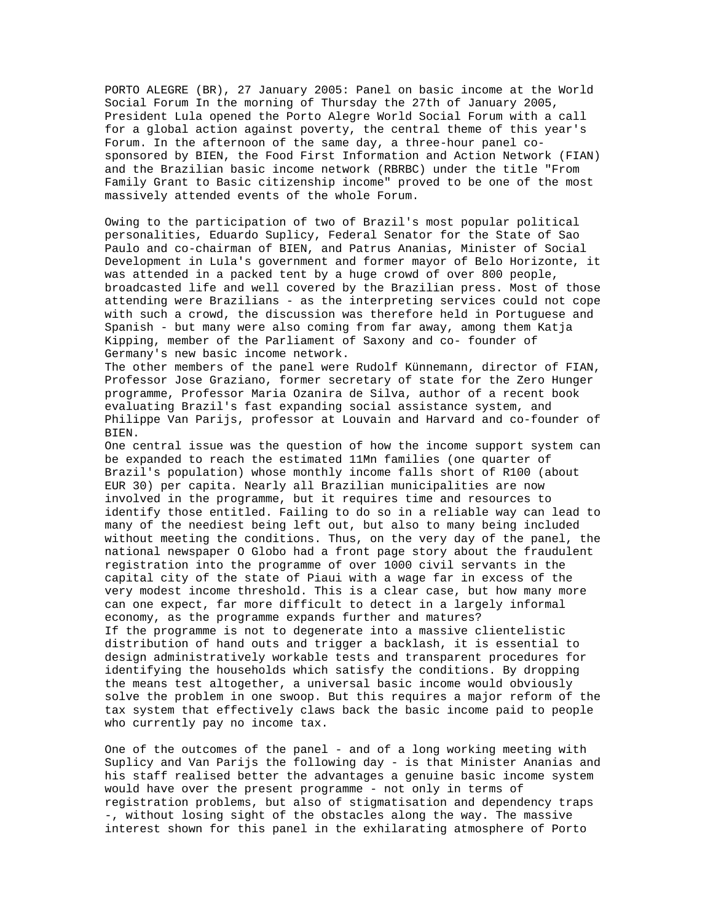PORTO ALEGRE (BR), 27 January 2005: Panel on basic income at the World Social Forum In the morning of Thursday the 27th of January 2005, President Lula opened the Porto Alegre World Social Forum with a call for a global action against poverty, the central theme of this year's Forum. In the afternoon of the same day, a three-hour panel co-sponsored by BIEN, the Food First Information and Action Network (FIAN) and the Brazilian basic income network (RBRBC) under the title "From Family Grant to Basic citizenship income" proved to be one of the most massively attended events of the whole Forum.

Owing to the participation of two of Brazil's most popular political personalities, Eduardo Suplicy, Federal Senator for the State of Sao Paulo and co-chairman of BIEN, and Patrus Ananias, Minister of Social Development in Lula's government and former mayor of Belo Horizonte, it was attended in a packed tent by a huge crowd of over 800 people, broadcasted life and well covered by the Brazilian press. Most of those attending were Brazilians - as the interpreting services could not cope with such a crowd, the discussion was therefore held in Portuguese and Spanish - but many were also coming from far away, among them Katja Kipping, member of the Parliament of Saxony and co- founder of Germany's new basic income network.

The other members of the panel were Rudolf Künnemann, director of FIAN, Professor Jose Graziano, former secretary of state for the Zero Hunger programme, Professor Maria Ozanira de Silva, author of a recent book evaluating Brazil's fast expanding social assistance system, and Philippe Van Parijs, professor at Louvain and Harvard and co-founder of BIEN.

One central issue was the question of how the income support system can be expanded to reach the estimated 11Mn families (one quarter of Brazil's population) whose monthly income falls short of R100 (about EUR 30) per capita. Nearly all Brazilian municipalities are now involved in the programme, but it requires time and resources to identify those entitled. Failing to do so in a reliable way can lead to many of the neediest being left out, but also to many being included without meeting the conditions. Thus, on the very day of the panel, the national newspaper O Globo had a front page story about the fraudulent registration into the programme of over 1000 civil servants in the capital city of the state of Piaui with a wage far in excess of the very modest income threshold. This is a clear case, but how many more can one expect, far more difficult to detect in a largely informal economy, as the programme expands further and matures?

If the programme is not to degenerate into a massive clientelistic distribution of hand outs and trigger a backlash, it is essential to design administratively workable tests and transparent procedures for identifying the households which satisfy the conditions. By dropping the means test altogether, a universal basic income would obviously solve the problem in one swoop. But this requires a major reform of the tax system that effectively claws back the basic income paid to people who currently pay no income tax.

One of the outcomes of the panel - and of a long working meeting with Suplicy and Van Parijs the following day - is that Minister Ananias and his staff realised better the advantages a genuine basic income system would have over the present programme - not only in terms of registration problems, but also of stigmatisation and dependency traps -, without losing sight of the obstacles along the way. The massive interest shown for this panel in the exhilarating atmosphere of Porto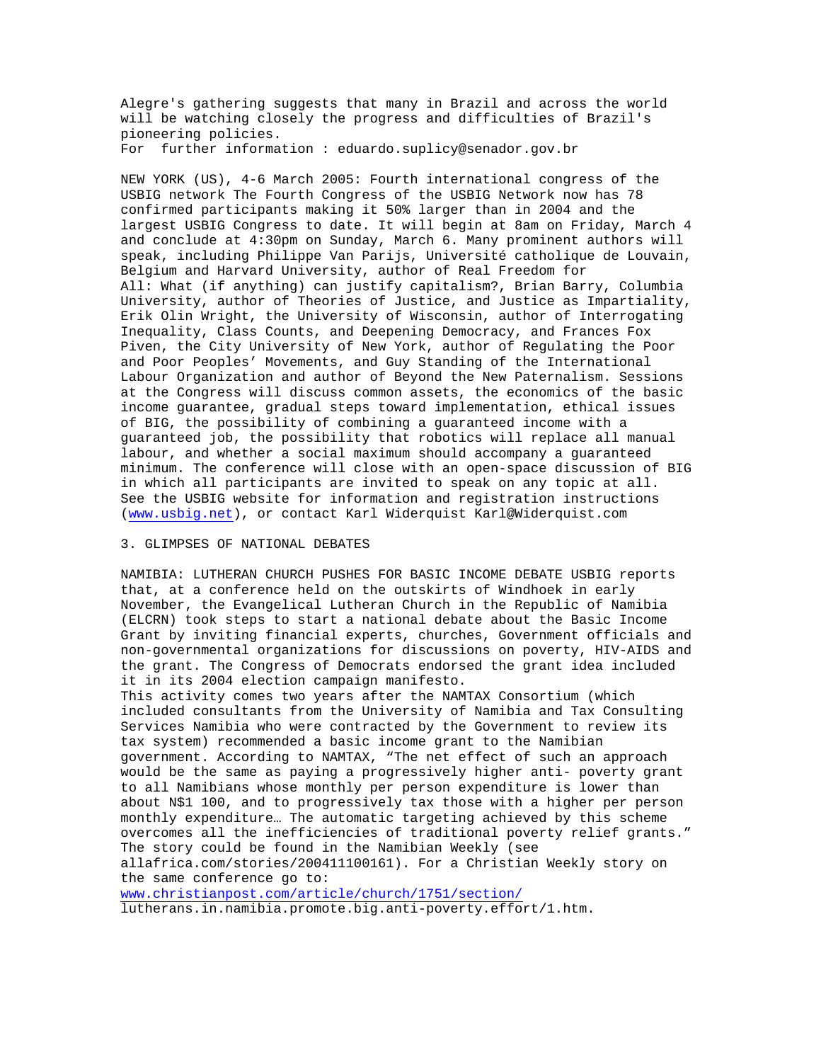Alegre's gathering suggests that many in Brazil and across the world will be watching closely the progress and difficulties of Brazil's pioneering policies.

For further information : eduardo.suplicy@senador.gov.br

NEW YORK (US), 4-6 March 2005: Fourth international congress of the USBIG network The Fourth Congress of the USBIG Network now has 78 confirmed participants making it 50% larger than in 2004 and the largest USBIG Congress to date. It will begin at 8am on Friday, March 4 and conclude at 4:30pm on Sunday, March 6. Many prominent authors will speak, including Philippe Van Parijs, Université catholique de Louvain, Belgium and Harvard University, author of Real Freedom for All: What (if anything) can justify capitalism?, Brian Barry, Columbia University, author of Theories of Justice, and Justice as Impartiality, Erik Olin Wright, the University of Wisconsin, author of Interrogating Inequality, Class Counts, and Deepening Democracy, and Frances Fox Piven, the City University of New York, author of Regulating the Poor and Poor Peoples' Movements, and Guy Standing of the International Labour Organization and author of Beyond the New Paternalism. Sessions at the Congress will discuss common assets, the economics of the basic income guarantee, gradual steps toward implementation, ethical issues of BIG, the possibility of combining a guaranteed income with a guaranteed job, the possibility that robotics will replace all manual labour, and whether a social maximum should accompany a guaranteed minimum. The conference will close with an open-space discussion of BIG in which all participants are invited to speak on any topic at all. See the USBIG website for information and registration instructions (www.usbig.net), or contact Karl Widerquist Karl@Widerquist.com

## 3. GLIMPSES OF NATIONAL DEBATES

NAMIBIA: LUTHERAN CHURCH PUSHES FOR BASIC INCOME DEBATE USBIG reports that, at a conference held on the outskirts of Windhoek in early November, the Evangelical Lutheran Church in the Republic of Namibia (ELCRN) took steps to start a national debate about the Basic Income Grant by inviting financial experts, churches, Government officials and non-governmental organizations for discussions on poverty, HIV-AIDS and the grant. The Congress of Democrats endorsed the grant idea included it in its 2004 election campaign manifesto.

This activity comes two years after the NAMTAX Consortium (which included consultants from the University of Namibia and Tax Consulting Services Namibia who were contracted by the Government to review its tax system) recommended a basic income grant to the Namibian government. According to NAMTAX, "The net effect of such an approach would be the same as paying a progressively higher anti- poverty grant to all Namibians whose monthly per person expenditure is lower than about N$1 100, and to progressively tax those with a higher per person monthly expenditure… The automatic targeting achieved by this scheme overcomes all the inefficiencies of traditional poverty relief grants." The story could be found in the Namibian Weekly (see allafrica.com/stories/200411100161). For a Christian Weekly story on the same conference go to: www.christianpost.com/article/church/1751/section/lutherans.in.namibia.promote.big.anti-poverty.effort/1.htm.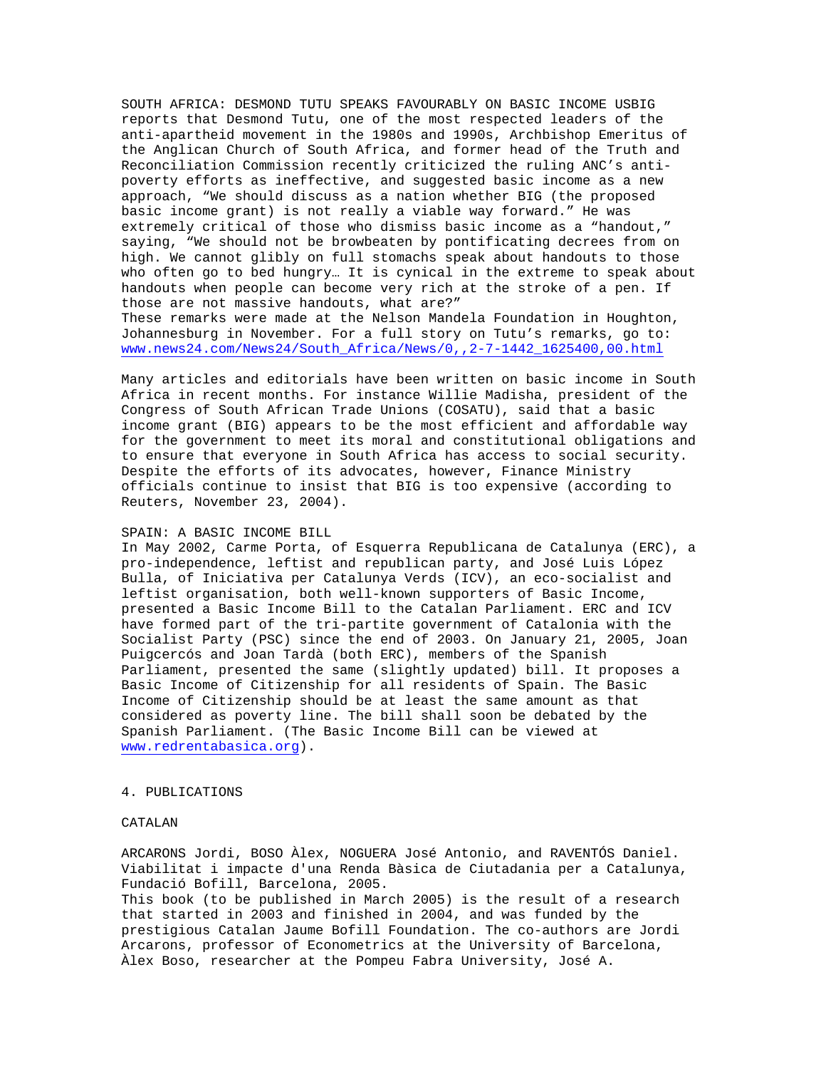SOUTH AFRICA: DESMOND TUTU SPEAKS FAVOURABLY ON BASIC INCOME USBIG reports that Desmond Tutu, one of the most respected leaders of the anti-apartheid movement in the 1980s and 1990s, Archbishop Emeritus of the Anglican Church of South Africa, and former head of the Truth and Reconciliation Commission recently criticized the ruling ANC's anti-poverty efforts as ineffective, and suggested basic income as a new approach, "We should discuss as a nation whether BIG (the proposed basic income grant) is not really a viable way forward." He was extremely critical of those who dismiss basic income as a "handout," saying, "We should not be browbeaten by pontificating decrees from on high. We cannot glibly on full stomachs speak about handouts to those who often go to bed hungry… It is cynical in the extreme to speak about handouts when people can become very rich at the stroke of a pen. If those are not massive handouts, what are?"
These remarks were made at the Nelson Mandela Foundation in Houghton, Johannesburg in November. For a full story on Tutu's remarks, go to: www.news24.com/News24/South_Africa/News/0,,2-7-1442_1625400,00.html

Many articles and editorials have been written on basic income in South Africa in recent months. For instance Willie Madisha, president of the Congress of South African Trade Unions (COSATU), said that a basic income grant (BIG) appears to be the most efficient and affordable way for the government to meet its moral and constitutional obligations and to ensure that everyone in South Africa has access to social security. Despite the efforts of its advocates, however, Finance Ministry officials continue to insist that BIG is too expensive (according to Reuters, November 23, 2004).

SPAIN: A BASIC INCOME BILL
In May 2002, Carme Porta, of Esquerra Republicana de Catalunya (ERC), a pro-independence, leftist and republican party, and José Luis López Bulla, of Iniciativa per Catalunya Verds (ICV), an eco-socialist and leftist organisation, both well-known supporters of Basic Income, presented a Basic Income Bill to the Catalan Parliament. ERC and ICV have formed part of the tri-partite government of Catalonia with the Socialist Party (PSC) since the end of 2003. On January 21, 2005, Joan Puigcercós and Joan Tardà (both ERC), members of the Spanish Parliament, presented the same (slightly updated) bill. It proposes a Basic Income of Citizenship for all residents of Spain. The Basic Income of Citizenship should be at least the same amount as that considered as poverty line. The bill shall soon be debated by the Spanish Parliament. (The Basic Income Bill can be viewed at www.redrentabasica.org).

## 4. PUBLICATIONS

### CATALAN

ARCARONS Jordi, BOSO Àlex, NOGUERA José Antonio, and RAVENTÓS Daniel. Viabilitat i impacte d'una Renda Bàsica de Ciutadania per a Catalunya, Fundació Bofill, Barcelona, 2005.
This book (to be published in March 2005) is the result of a research that started in 2003 and finished in 2004, and was funded by the prestigious Catalan Jaume Bofill Foundation. The co-authors are Jordi Arcarons, professor of Econometrics at the University of Barcelona, Àlex Boso, researcher at the Pompeu Fabra University, José A.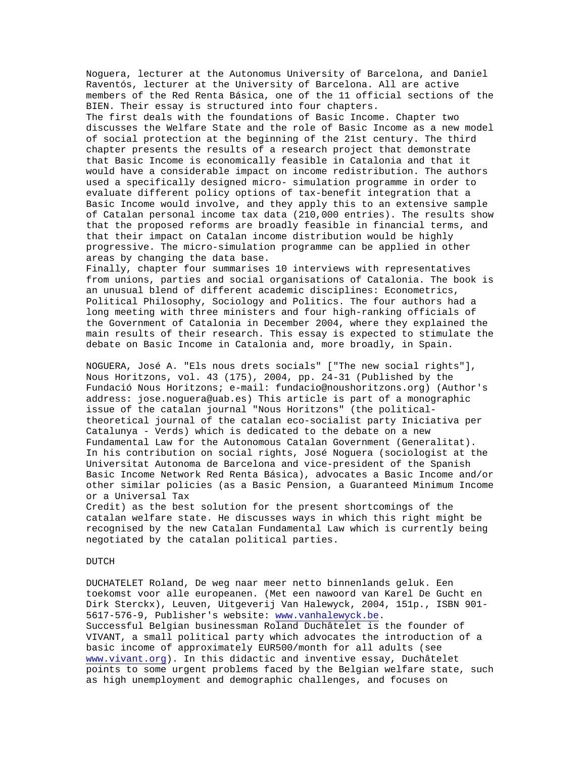Noguera, lecturer at the Autonomus University of Barcelona, and Daniel Raventós, lecturer at the University of Barcelona. All are active members of the Red Renta Básica, one of the 11 official sections of the BIEN. Their essay is structured into four chapters.
The first deals with the foundations of Basic Income. Chapter two discusses the Welfare State and the role of Basic Income as a new model of social protection at the beginning of the 21st century. The third chapter presents the results of a research project that demonstrate that Basic Income is economically feasible in Catalonia and that it would have a considerable impact on income redistribution. The authors used a specifically designed micro- simulation programme in order to evaluate different policy options of tax-benefit integration that a Basic Income would involve, and they apply this to an extensive sample of Catalan personal income tax data (210,000 entries). The results show that the proposed reforms are broadly feasible in financial terms, and that their impact on Catalan income distribution would be highly progressive. The micro-simulation programme can be applied in other areas by changing the data base.
Finally, chapter four summarises 10 interviews with representatives from unions, parties and social organisations of Catalonia. The book is an unusual blend of different academic disciplines: Econometrics, Political Philosophy, Sociology and Politics. The four authors had a long meeting with three ministers and four high-ranking officials of the Government of Catalonia in December 2004, where they explained the main results of their research. This essay is expected to stimulate the debate on Basic Income in Catalonia and, more broadly, in Spain.

NOGUERA, José A. "Els nous drets socials" ["The new social rights"], Nous Horitzons, vol. 43 (175), 2004, pp. 24-31 (Published by the Fundació Nous Horitzons; e-mail: fundacio@noushoritzons.org) (Author's address: jose.noguera@uab.es) This article is part of a monographic issue of the catalan journal "Nous Horitzons" (the political-theoretical journal of the catalan eco-socialist party Iniciativa per Catalunya - Verds) which is dedicated to the debate on a new Fundamental Law for the Autonomous Catalan Government (Generalitat). In his contribution on social rights, José Noguera (sociologist at the Universitat Autonoma de Barcelona and vice-president of the Spanish Basic Income Network Red Renta Básica), advocates a Basic Income and/or other similar policies (as a Basic Pension, a Guaranteed Minimum Income or a Universal Tax
Credit) as the best solution for the present shortcomings of the catalan welfare state. He discusses ways in which this right might be recognised by the new Catalan Fundamental Law which is currently being negotiated by the catalan political parties.

## DUTCH

DUCHATELET Roland, De weg naar meer netto binnenlands geluk. Een toekomst voor alle europeanen. (Met een nawoord van Karel De Gucht en Dirk Sterckx), Leuven, Uitgeverij Van Halewyck, 2004, 151p., ISBN 901-5617-576-9, Publisher's website: www.vanhalewyck.be.
Successful Belgian businessman Roland Duchâtelet is the founder of VIVANT, a small political party which advocates the introduction of a basic income of approximately EUR500/month for all adults (see www.vivant.org). In this didactic and inventive essay, Duchâtelet points to some urgent problems faced by the Belgian welfare state, such as high unemployment and demographic challenges, and focuses on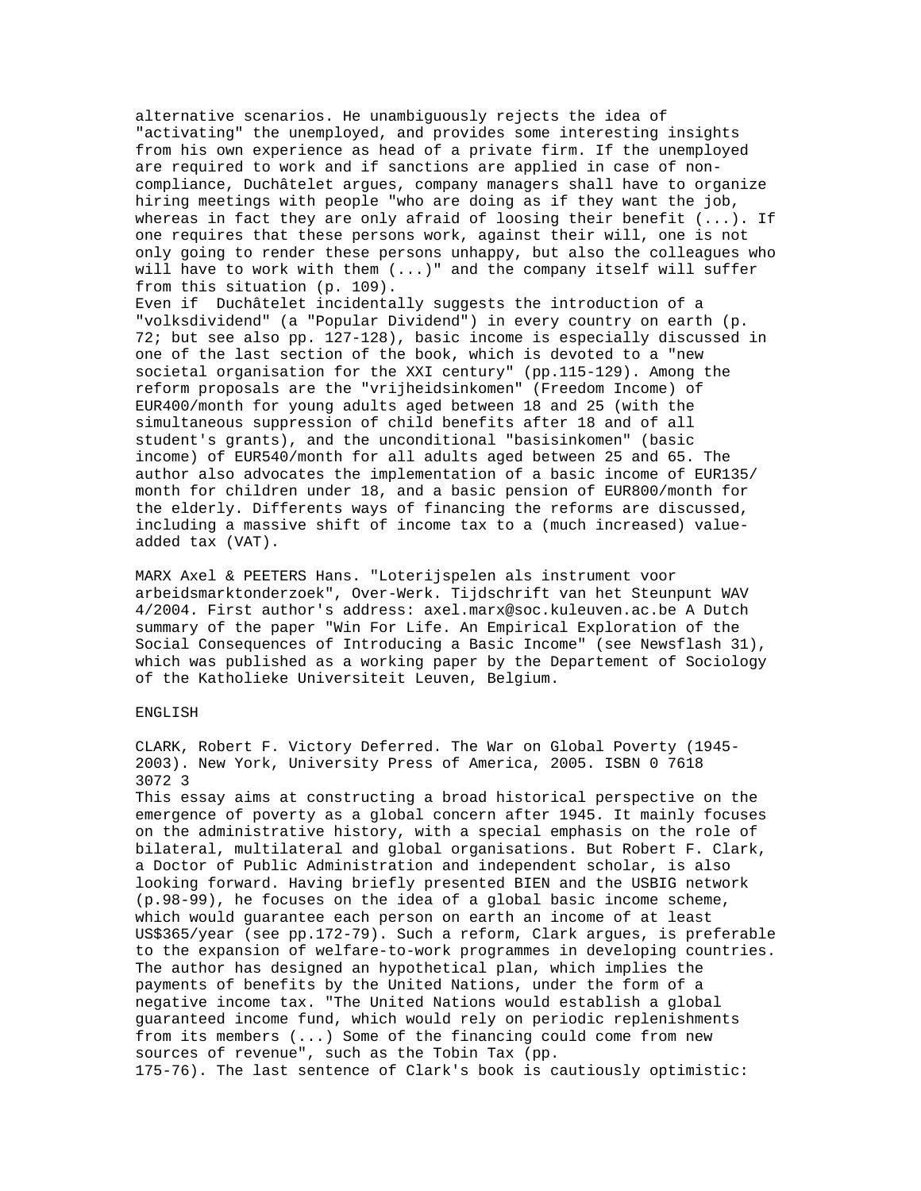alternative scenarios. He unambiguously rejects the idea of "activating" the unemployed, and provides some interesting insights from his own experience as head of a private firm. If the unemployed are required to work and if sanctions are applied in case of non-compliance, Duchâtelet argues, company managers shall have to organize hiring meetings with people "who are doing as if they want the job, whereas in fact they are only afraid of loosing their benefit (...). If one requires that these persons work, against their will, one is not only going to render these persons unhappy, but also the colleagues who will have to work with them (...)" and the company itself will suffer from this situation (p. 109).

Even if Duchâtelet incidentally suggests the introduction of a "volksdividend" (a "Popular Dividend") in every country on earth (p. 72; but see also pp. 127-128), basic income is especially discussed in one of the last section of the book, which is devoted to a "new societal organisation for the XXI century" (pp.115-129). Among the reform proposals are the "vrijheidsinkomen" (Freedom Income) of EUR400/month for young adults aged between 18 and 25 (with the simultaneous suppression of child benefits after 18 and of all student's grants), and the unconditional "basisinkomen" (basic income) of EUR540/month for all adults aged between 25 and 65. The author also advocates the implementation of a basic income of EUR135/month for children under 18, and a basic pension of EUR800/month for the elderly. Differents ways of financing the reforms are discussed, including a massive shift of income tax to a (much increased) value-added tax (VAT).

MARX Axel & PEETERS Hans. "Loterijspelen als instrument voor arbeidsmarktonderzoek", Over-Werk. Tijdschrift van het Steunpunt WAV 4/2004. First author's address: axel.marx@soc.kuleuven.ac.be A Dutch summary of the paper "Win For Life. An Empirical Exploration of the Social Consequences of Introducing a Basic Income" (see Newsflash 31), which was published as a working paper by the Departement of Sociology of the Katholieke Universiteit Leuven, Belgium.

ENGLISH

CLARK, Robert F. Victory Deferred. The War on Global Poverty (1945-2003). New York, University Press of America, 2005. ISBN 0 7618 3072 3

This essay aims at constructing a broad historical perspective on the emergence of poverty as a global concern after 1945. It mainly focuses on the administrative history, with a special emphasis on the role of bilateral, multilateral and global organisations. But Robert F. Clark, a Doctor of Public Administration and independent scholar, is also looking forward. Having briefly presented BIEN and the USBIG network (p.98-99), he focuses on the idea of a global basic income scheme, which would guarantee each person on earth an income of at least US$365/year (see pp.172-79). Such a reform, Clark argues, is preferable to the expansion of welfare-to-work programmes in developing countries. The author has designed an hypothetical plan, which implies the payments of benefits by the United Nations, under the form of a negative income tax. "The United Nations would establish a global guaranteed income fund, which would rely on periodic replenishments from its members (...) Some of the financing could come from new sources of revenue", such as the Tobin Tax (pp. 175-76). The last sentence of Clark's book is cautiously optimistic: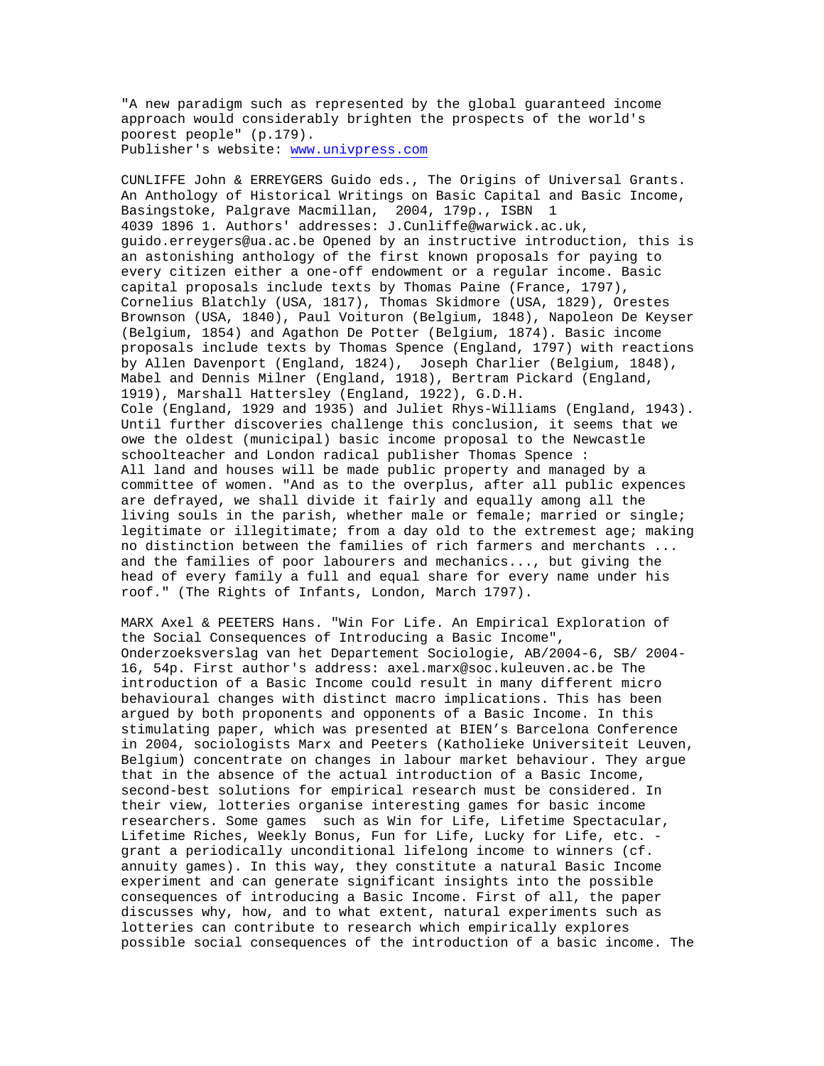"A new paradigm such as represented by the global guaranteed income approach would considerably brighten the prospects of the world's poorest people" (p.179).
Publisher's website: [www.univpress.com](http://www.univpress.com)

CUNLIFFE John & ERREYGERS Guido eds., The Origins of Universal Grants. An Anthology of Historical Writings on Basic Capital and Basic Income, Basingstoke, Palgrave Macmillan, 2004, 179p., ISBN 1 4039 1896 1. Authors' addresses: J.Cunliffe@warwick.ac.uk, guido.erreygers@ua.ac.be Opened by an instructive introduction, this is an astonishing anthology of the first known proposals for paying to every citizen either a one-off endowment or a regular income. Basic capital proposals include texts by Thomas Paine (France, 1797), Cornelius Blatchly (USA, 1817), Thomas Skidmore (USA, 1829), Orestes Brownson (USA, 1840), Paul Voituron (Belgium, 1848), Napoleon De Keyser (Belgium, 1854) and Agathon De Potter (Belgium, 1874). Basic income proposals include texts by Thomas Spence (England, 1797) with reactions by Allen Davenport (England, 1824), Joseph Charlier (Belgium, 1848), Mabel and Dennis Milner (England, 1918), Bertram Pickard (England, 1919), Marshall Hattersley (England, 1922), G.D.H. Cole (England, 1929 and 1935) and Juliet Rhys-Williams (England, 1943). Until further discoveries challenge this conclusion, it seems that we owe the oldest (municipal) basic income proposal to the Newcastle schoolteacher and London radical publisher Thomas Spence :
All land and houses will be made public property and managed by a committee of women. "And as to the overplus, after all public expences are defrayed, we shall divide it fairly and equally among all the living souls in the parish, whether male or female; married or single; legitimate or illegitimate; from a day old to the extremest age; making no distinction between the families of rich farmers and merchants ... and the families of poor labourers and mechanics..., but giving the head of every family a full and equal share for every name under his roof." (The Rights of Infants, London, March 1797).

MARX Axel & PEETERS Hans. "Win For Life. An Empirical Exploration of the Social Consequences of Introducing a Basic Income", Onderzoeksverslag van het Departement Sociologie, AB/2004-6, SB/ 2004-16, 54p. First author's address: axel.marx@soc.kuleuven.ac.be The introduction of a Basic Income could result in many different micro behavioural changes with distinct macro implications. This has been argued by both proponents and opponents of a Basic Income. In this stimulating paper, which was presented at BIEN's Barcelona Conference in 2004, sociologists Marx and Peeters (Katholieke Universiteit Leuven, Belgium) concentrate on changes in labour market behaviour. They argue that in the absence of the actual introduction of a Basic Income, second-best solutions for empirical research must be considered. In their view, lotteries organise interesting games for basic income researchers. Some games such as Win for Life, Lifetime Spectacular, Lifetime Riches, Weekly Bonus, Fun for Life, Lucky for Life, etc. - grant a periodically unconditional lifelong income to winners (cf. annuity games). In this way, they constitute a natural Basic Income experiment and can generate significant insights into the possible consequences of introducing a Basic Income. First of all, the paper discusses why, how, and to what extent, natural experiments such as lotteries can contribute to research which empirically explores possible social consequences of the introduction of a basic income. The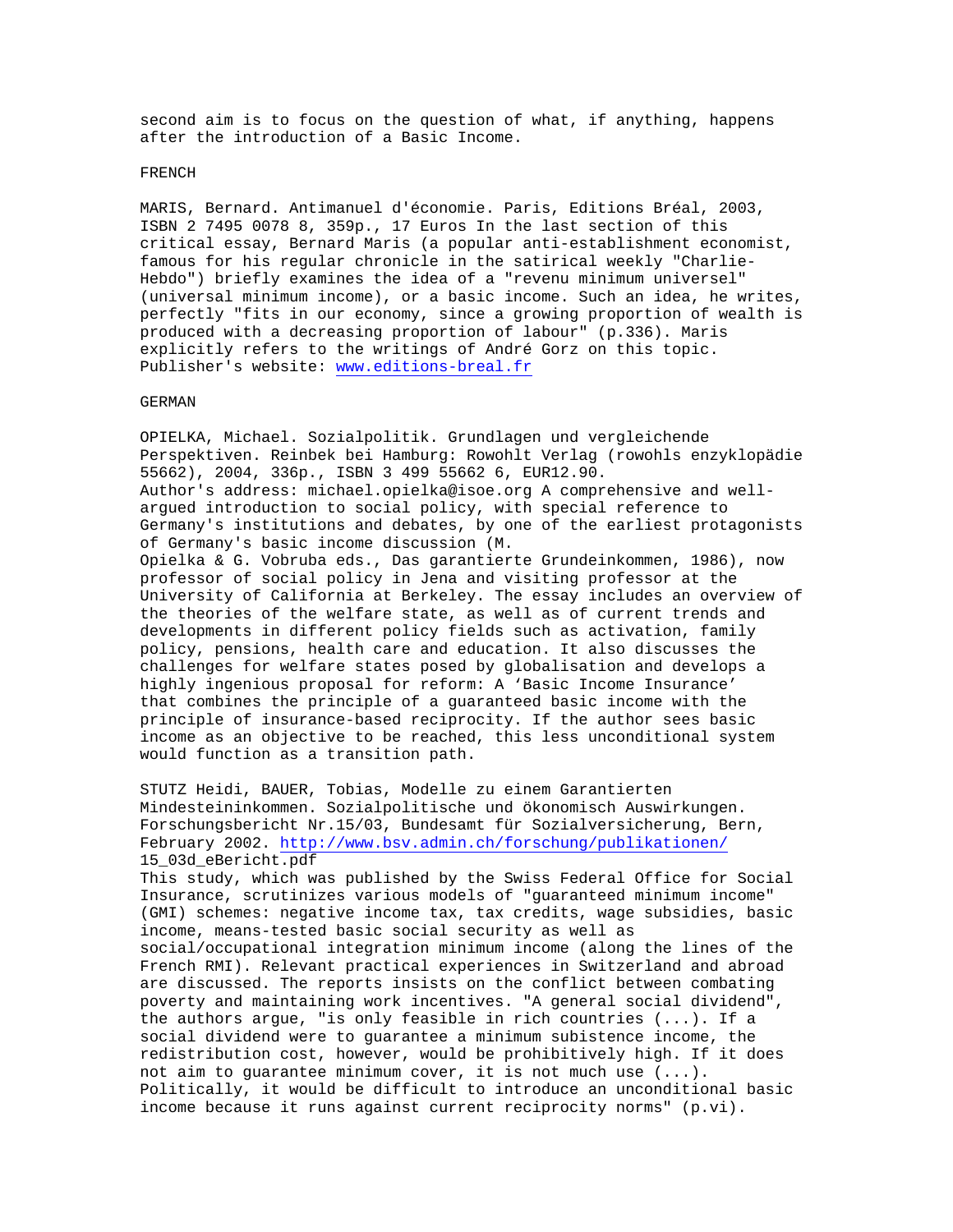second aim is to focus on the question of what, if anything, happens after the introduction of a Basic Income.

FRENCH

MARIS, Bernard. Antimanuel d'économie. Paris, Editions Bréal, 2003, ISBN 2 7495 0078 8, 359p., 17 Euros In the last section of this critical essay, Bernard Maris (a popular anti-establishment economist, famous for his regular chronicle in the satirical weekly "Charlie-Hebdo") briefly examines the idea of a "revenu minimum universel" (universal minimum income), or a basic income. Such an idea, he writes, perfectly "fits in our economy, since a growing proportion of wealth is produced with a decreasing proportion of labour" (p.336). Maris explicitly refers to the writings of André Gorz on this topic. Publisher's website: www.editions-breal.fr

GERMAN

OPIELKA, Michael. Sozialpolitik. Grundlagen und vergleichende Perspektiven. Reinbek bei Hamburg: Rowohlt Verlag (rowohls enzyklopädie 55662), 2004, 336p., ISBN 3 499 55662 6, EUR12.90.
Author's address: michael.opielka@isoe.org A comprehensive and well-argued introduction to social policy, with special reference to Germany's institutions and debates, by one of the earliest protagonists of Germany's basic income discussion (M. Opielka & G. Vobruba eds., Das garantierte Grundeinkommen, 1986), now professor of social policy in Jena and visiting professor at the University of California at Berkeley. The essay includes an overview of the theories of the welfare state, as well as of current trends and developments in different policy fields such as activation, family policy, pensions, health care and education. It also discusses the challenges for welfare states posed by globalisation and develops a highly ingenious proposal for reform: A 'Basic Income Insurance' that combines the principle of a guaranteed basic income with the principle of insurance-based reciprocity. If the author sees basic income as an objective to be reached, this less unconditional system would function as a transition path.

STUTZ Heidi, BAUER, Tobias, Modelle zu einem Garantierten Mindesteininkommen. Sozialpolitische und ökonomisch Auswirkungen. Forschungsbericht Nr.15/03, Bundesamt für Sozialversicherung, Bern, February 2002. http://www.bsv.admin.ch/forschung/publikationen/15_03d_eBericht.pdf
This study, which was published by the Swiss Federal Office for Social Insurance, scrutinizes various models of "guaranteed minimum income" (GMI) schemes: negative income tax, tax credits, wage subsidies, basic income, means-tested basic social security as well as social/occupational integration minimum income (along the lines of the French RMI). Relevant practical experiences in Switzerland and abroad are discussed. The reports insists on the conflict between combating poverty and maintaining work incentives. "A general social dividend", the authors argue, "is only feasible in rich countries (...). If a social dividend were to guarantee a minimum subistence income, the redistribution cost, however, would be prohibitively high. If it does not aim to guarantee minimum cover, it is not much use (...). Politically, it would be difficult to introduce an unconditional basic income because it runs against current reciprocity norms" (p.vi).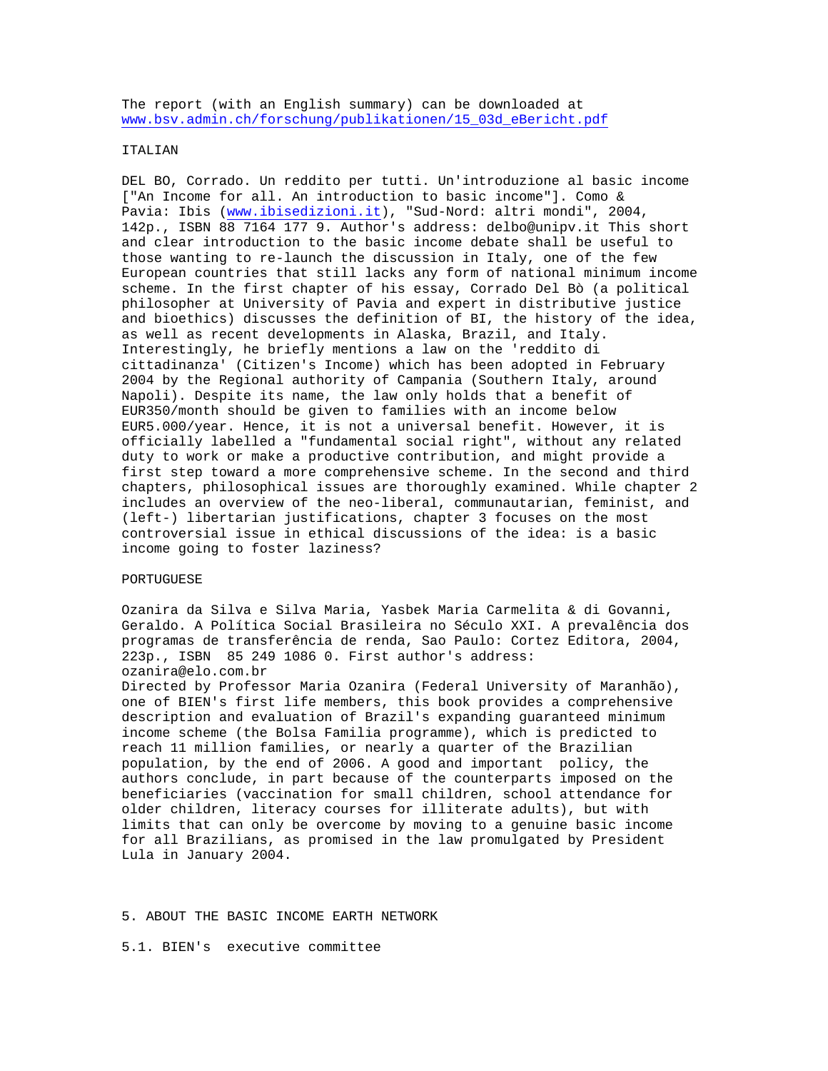The report (with an English summary) can be downloaded at www.bsv.admin.ch/forschung/publikationen/15_03d_eBericht.pdf

ITALIAN

DEL BO, Corrado. Un reddito per tutti. Un'introduzione al basic income ["An Income for all. An introduction to basic income"]. Como & Pavia: Ibis (www.ibisedizioni.it), "Sud-Nord: altri mondi", 2004, 142p., ISBN 88 7164 177 9. Author's address: delbo@unipv.it This short and clear introduction to the basic income debate shall be useful to those wanting to re-launch the discussion in Italy, one of the few European countries that still lacks any form of national minimum income scheme. In the first chapter of his essay, Corrado Del Bò (a political philosopher at University of Pavia and expert in distributive justice and bioethics) discusses the definition of BI, the history of the idea, as well as recent developments in Alaska, Brazil, and Italy. Interestingly, he briefly mentions a law on the 'reddito di cittadinanza' (Citizen's Income) which has been adopted in February 2004 by the Regional authority of Campania (Southern Italy, around Napoli). Despite its name, the law only holds that a benefit of EUR350/month should be given to families with an income below EUR5.000/year. Hence, it is not a universal benefit. However, it is officially labelled a "fundamental social right", without any related duty to work or make a productive contribution, and might provide a first step toward a more comprehensive scheme. In the second and third chapters, philosophical issues are thoroughly examined. While chapter 2 includes an overview of the neo-liberal, communautarian, feminist, and (left-) libertarian justifications, chapter 3 focuses on the most controversial issue in ethical discussions of the idea: is a basic income going to foster laziness?

PORTUGUESE

Ozanira da Silva e Silva Maria, Yasbek Maria Carmelita & di Govanni, Geraldo. A Política Social Brasileira no Século XXI. A prevalência dos programas de transferência de renda, Sao Paulo: Cortez Editora, 2004, 223p., ISBN 85 249 1086 0. First author's address: ozanira@elo.com.br
Directed by Professor Maria Ozanira (Federal University of Maranhão), one of BIEN's first life members, this book provides a comprehensive description and evaluation of Brazil's expanding guaranteed minimum income scheme (the Bolsa Familia programme), which is predicted to reach 11 million families, or nearly a quarter of the Brazilian population, by the end of 2006. A good and important policy, the authors conclude, in part because of the counterparts imposed on the beneficiaries (vaccination for small children, school attendance for older children, literacy courses for illiterate adults), but with limits that can only be overcome by moving to a genuine basic income for all Brazilians, as promised in the law promulgated by President Lula in January 2004.

## 5. ABOUT THE BASIC INCOME EARTH NETWORK

### 5.1. BIEN's executive committee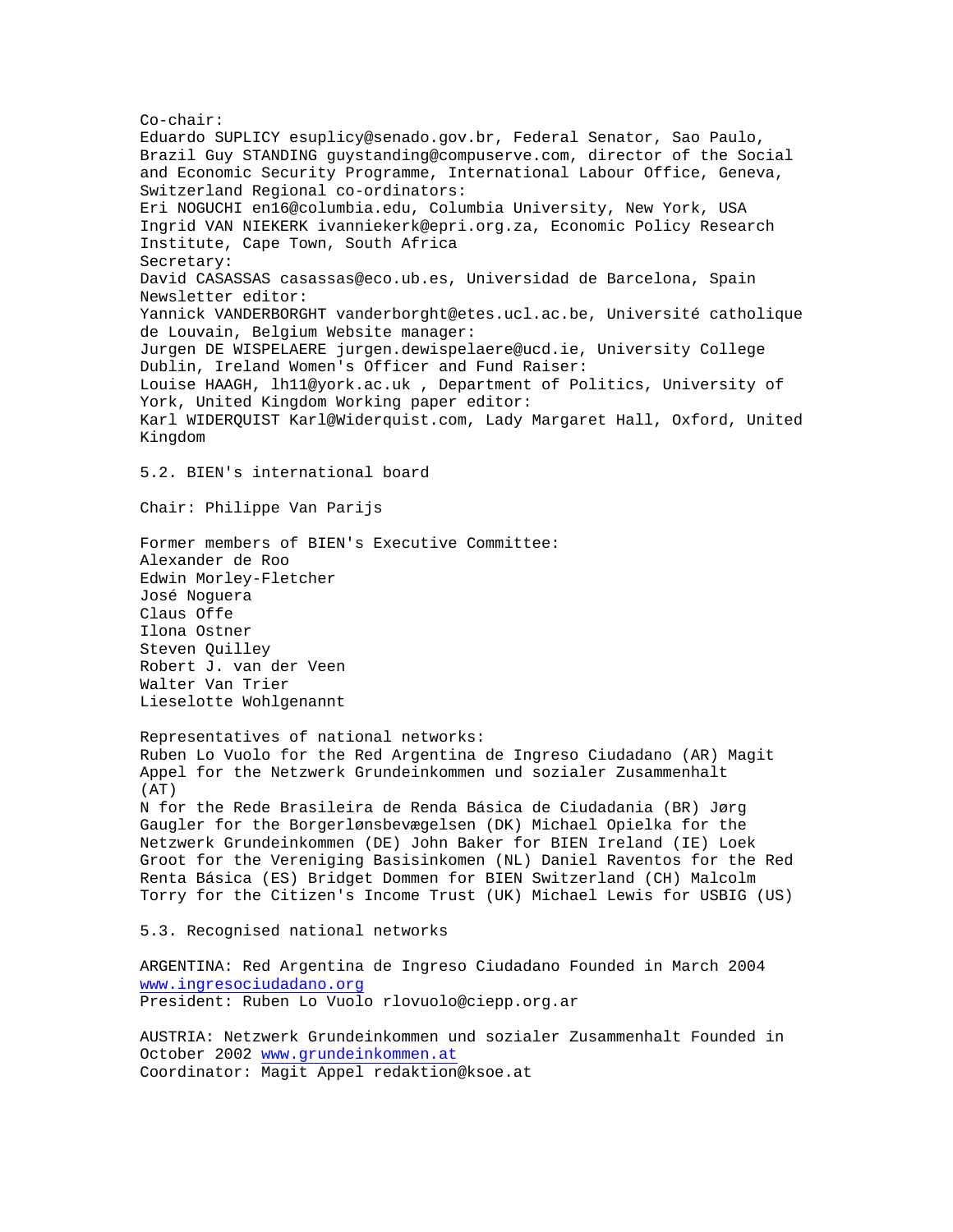Co-chair:
Eduardo SUPLICY esuplicy@senado.gov.br, Federal Senator, Sao Paulo, Brazil Guy STANDING guystanding@compuserve.com, director of the Social and Economic Security Programme, International Labour Office, Geneva, Switzerland Regional co-ordinators:
Eri NOGUCHI en16@columbia.edu, Columbia University, New York, USA
Ingrid VAN NIEKERK ivanniekerk@epri.org.za, Economic Policy Research Institute, Cape Town, South Africa
Secretary:
David CASASSAS casassas@eco.ub.es, Universidad de Barcelona, Spain
Newsletter editor:
Yannick VANDERBORGHT vanderborght@etes.ucl.ac.be, Université catholique de Louvain, Belgium Website manager:
Jurgen DE WISPELAERE jurgen.dewispelaere@ucd.ie, University College Dublin, Ireland Women's Officer and Fund Raiser:
Louise HAAGH, lh11@york.ac.uk , Department of Politics, University of York, United Kingdom Working paper editor:
Karl WIDERQUIST Karl@Widerquist.com, Lady Margaret Hall, Oxford, United Kingdom

5.2. BIEN's international board

Chair: Philippe Van Parijs

Former members of BIEN's Executive Committee:
Alexander de Roo
Edwin Morley-Fletcher
José Noguera
Claus Offe
Ilona Ostner
Steven Quilley
Robert J. van der Veen
Walter Van Trier
Lieselotte Wohlgenannt

Representatives of national networks:
Ruben Lo Vuolo for the Red Argentina de Ingreso Ciudadano (AR) Magit Appel for the Netzwerk Grundeinkommen und sozialer Zusammenhalt (AT)
N for the Rede Brasileira de Renda Básica de Ciudadania (BR) Jørg Gaugler for the Borgerlønsbevægelsen (DK) Michael Opielka for the Netzwerk Grundeinkommen (DE) John Baker for BIEN Ireland (IE) Loek Groot for the Vereniging Basisinkomen (NL) Daniel Raventos for the Red Renta Básica (ES) Bridget Dommen for BIEN Switzerland (CH) Malcolm Torry for the Citizen's Income Trust (UK) Michael Lewis for USBIG (US)

5.3. Recognised national networks

ARGENTINA: Red Argentina de Ingreso Ciudadano Founded in March 2004 www.ingresociudadano.org
President: Ruben Lo Vuolo rlovuolo@ciepp.org.ar

AUSTRIA: Netzwerk Grundeinkommen und sozialer Zusammenhalt Founded in October 2002 www.grundeinkommen.at
Coordinator: Magit Appel redaktion@ksoe.at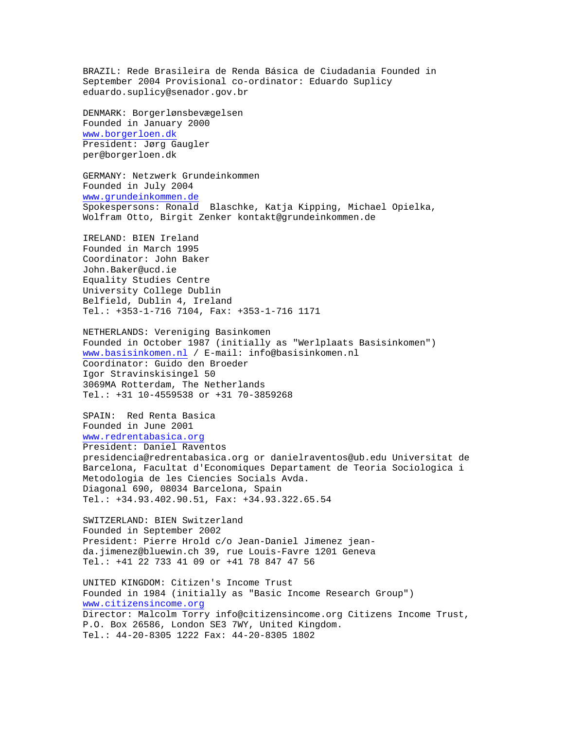BRAZIL: Rede Brasileira de Renda Básica de Ciudadania Founded in September 2004 Provisional co-ordinator: Eduardo Suplicy
eduardo.suplicy@senador.gov.br

DENMARK: Borgerlønsbevægelsen
Founded in January 2000
www.borgerloen.dk
President: Jørg Gaugler
per@borgerloen.dk

GERMANY: Netzwerk Grundeinkommen
Founded in July 2004
www.grundeinkommen.de
Spokespersons: Ronald Blaschke, Katja Kipping, Michael Opielka, Wolfram Otto, Birgit Zenker kontakt@grundeinkommen.de

IRELAND: BIEN Ireland
Founded in March 1995
Coordinator: John Baker
John.Baker@ucd.ie
Equality Studies Centre
University College Dublin
Belfield, Dublin 4, Ireland
Tel.: +353-1-716 7104, Fax: +353-1-716 1171

NETHERLANDS: Vereniging Basinkomen
Founded in October 1987 (initially as "Werlplaats Basisinkomen")
www.basisinkomen.nl / E-mail: info@basisinkomen.nl
Coordinator: Guido den Broeder
Igor Stravinskisingel 50
3069MA Rotterdam, The Netherlands
Tel.: +31 10-4559538 or +31 70-3859268

SPAIN: Red Renta Basica
Founded in June 2001
www.redrentabasica.org
President: Daniel Raventos
presidencia@redrentabasica.org or danielraventos@ub.edu Universitat de Barcelona, Facultat d'Economiques Departament de Teoria Sociologica i Metodologia de les Ciencies Socials Avda.
Diagonal 690, 08034 Barcelona, Spain
Tel.: +34.93.402.90.51, Fax: +34.93.322.65.54

SWITZERLAND: BIEN Switzerland
Founded in September 2002
President: Pierre Hrold c/o Jean-Daniel Jimenez jean-da.jimenez@bluewin.ch 39, rue Louis-Favre 1201 Geneva
Tel.: +41 22 733 41 09 or +41 78 847 47 56

UNITED KINGDOM: Citizen's Income Trust
Founded in 1984 (initially as "Basic Income Research Group")
www.citizensincome.org
Director: Malcolm Torry info@citizensincome.org Citizens Income Trust, P.O. Box 26586, London SE3 7WY, United Kingdom.
Tel.: 44-20-8305 1222 Fax: 44-20-8305 1802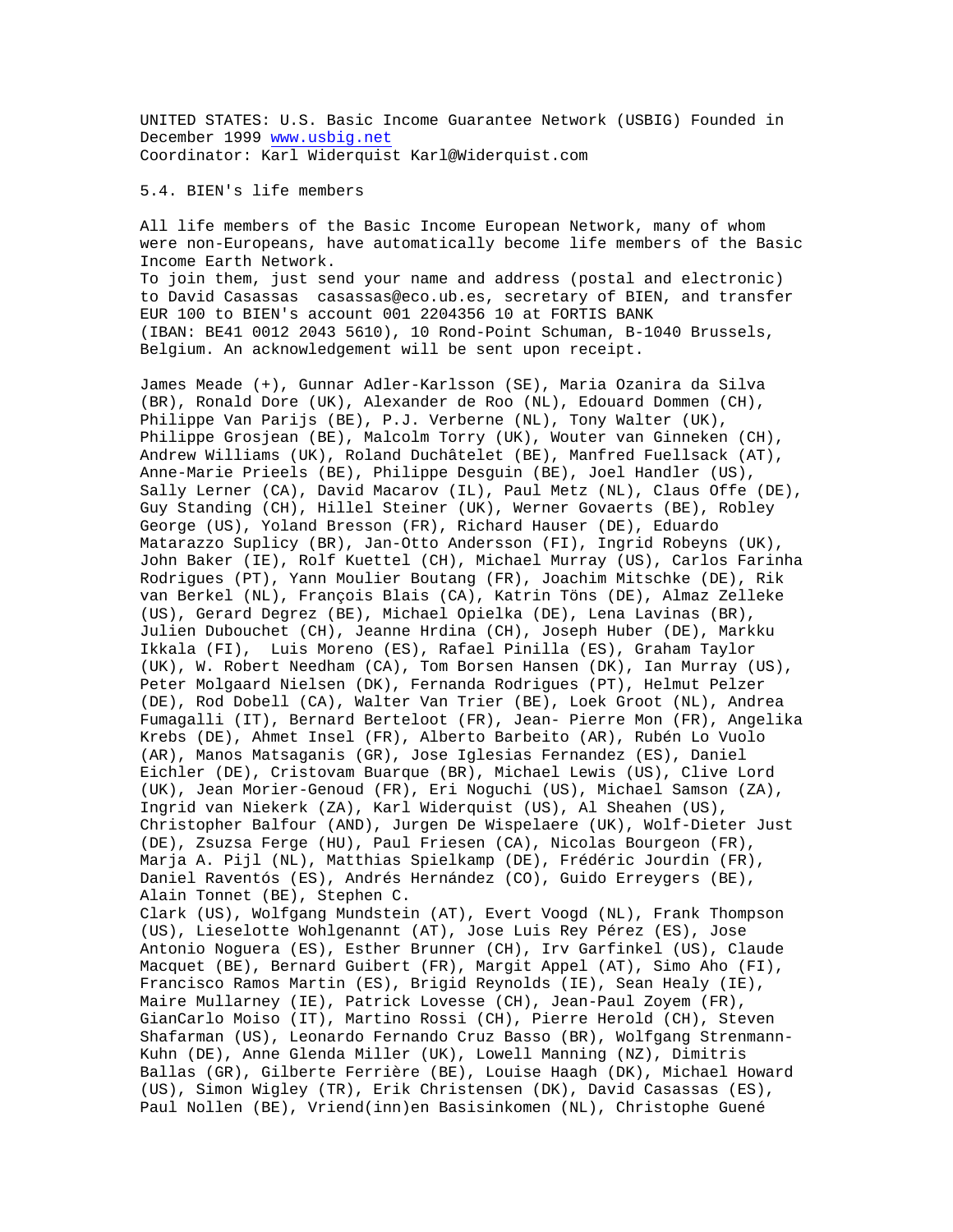UNITED STATES: U.S. Basic Income Guarantee Network (USBIG) Founded in December 1999 www.usbig.net
Coordinator: Karl Widerquist Karl@Widerquist.com

## 5.4. BIEN's life members

All life members of the Basic Income European Network, many of whom were non-Europeans, have automatically become life members of the Basic Income Earth Network.
To join them, just send your name and address (postal and electronic) to David Casassas casassas@eco.ub.es, secretary of BIEN, and transfer EUR 100 to BIEN's account 001 2204356 10 at FORTIS BANK (IBAN: BE41 0012 2043 5610), 10 Rond-Point Schuman, B-1040 Brussels, Belgium. An acknowledgement will be sent upon receipt.

James Meade (+), Gunnar Adler-Karlsson (SE), Maria Ozanira da Silva (BR), Ronald Dore (UK), Alexander de Roo (NL), Edouard Dommen (CH), Philippe Van Parijs (BE), P.J. Verberne (NL), Tony Walter (UK), Philippe Grosjean (BE), Malcolm Torry (UK), Wouter van Ginneken (CH), Andrew Williams (UK), Roland Duchâtelet (BE), Manfred Fuellsack (AT), Anne-Marie Prieels (BE), Philippe Desguin (BE), Joel Handler (US), Sally Lerner (CA), David Macarov (IL), Paul Metz (NL), Claus Offe (DE), Guy Standing (CH), Hillel Steiner (UK), Werner Govaerts (BE), Robley George (US), Yoland Bresson (FR), Richard Hauser (DE), Eduardo Matarazzo Suplicy (BR), Jan-Otto Andersson (FI), Ingrid Robeyns (UK), John Baker (IE), Rolf Kuettel (CH), Michael Murray (US), Carlos Farinha Rodrigues (PT), Yann Moulier Boutang (FR), Joachim Mitschke (DE), Rik van Berkel (NL), François Blais (CA), Katrin Töns (DE), Almaz Zelleke (US), Gerard Degrez (BE), Michael Opielka (DE), Lena Lavinas (BR), Julien Dubouchet (CH), Jeanne Hrdina (CH), Joseph Huber (DE), Markku Ikkala (FI), Luis Moreno (ES), Rafael Pinilla (ES), Graham Taylor (UK), W. Robert Needham (CA), Tom Borsen Hansen (DK), Ian Murray (US), Peter Molgaard Nielsen (DK), Fernanda Rodrigues (PT), Helmut Pelzer (DE), Rod Dobell (CA), Walter Van Trier (BE), Loek Groot (NL), Andrea Fumagalli (IT), Bernard Berteloot (FR), Jean- Pierre Mon (FR), Angelika Krebs (DE), Ahmet Insel (FR), Alberto Barbeito (AR), Rubén Lo Vuolo (AR), Manos Matsaganis (GR), Jose Iglesias Fernandez (ES), Daniel Eichler (DE), Cristovam Buarque (BR), Michael Lewis (US), Clive Lord (UK), Jean Morier-Genoud (FR), Eri Noguchi (US), Michael Samson (ZA), Ingrid van Niekerk (ZA), Karl Widerquist (US), Al Sheahen (US), Christopher Balfour (AND), Jurgen De Wispelaere (UK), Wolf-Dieter Just (DE), Zsuzsa Ferge (HU), Paul Friesen (CA), Nicolas Bourgeon (FR), Marja A. Pijl (NL), Matthias Spielkamp (DE), Frédéric Jourdin (FR), Daniel Raventós (ES), Andrés Hernández (CO), Guido Erreygers (BE), Alain Tonnet (BE), Stephen C.
Clark (US), Wolfgang Mundstein (AT), Evert Voogd (NL), Frank Thompson (US), Lieselotte Wohlgenannt (AT), Jose Luis Rey Pérez (ES), Jose Antonio Noguera (ES), Esther Brunner (CH), Irv Garfinkel (US), Claude Macquet (BE), Bernard Guibert (FR), Margit Appel (AT), Simo Aho (FI), Francisco Ramos Martin (ES), Brigid Reynolds (IE), Sean Healy (IE), Maire Mullarney (IE), Patrick Lovesse (CH), Jean-Paul Zoyem (FR), GianCarlo Moiso (IT), Martino Rossi (CH), Pierre Herold (CH), Steven Shafarman (US), Leonardo Fernando Cruz Basso (BR), Wolfgang Strenmann-Kuhn (DE), Anne Glenda Miller (UK), Lowell Manning (NZ), Dimitris Ballas (GR), Gilberte Ferrière (BE), Louise Haagh (DK), Michael Howard (US), Simon Wigley (TR), Erik Christensen (DK), David Casassas (ES), Paul Nollen (BE), Vriend(inn)en Basisinkomen (NL), Christophe Guené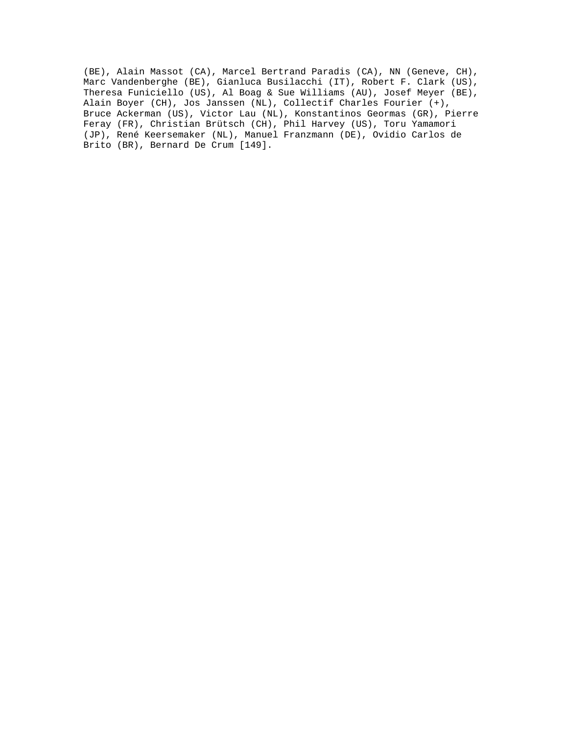(BE), Alain Massot (CA), Marcel Bertrand Paradis (CA), NN (Geneve, CH), Marc Vandenberghe (BE), Gianluca Busilacchi (IT), Robert F. Clark (US), Theresa Funiciello (US), Al Boag & Sue Williams (AU), Josef Meyer (BE), Alain Boyer (CH), Jos Janssen (NL), Collectif Charles Fourier (+), Bruce Ackerman (US), Victor Lau (NL), Konstantinos Geormas (GR), Pierre Feray (FR), Christian Brütsch (CH), Phil Harvey (US), Toru Yamamori (JP), René Keersemaker (NL), Manuel Franzmann (DE), Ovidio Carlos de Brito (BR), Bernard De Crum [149].